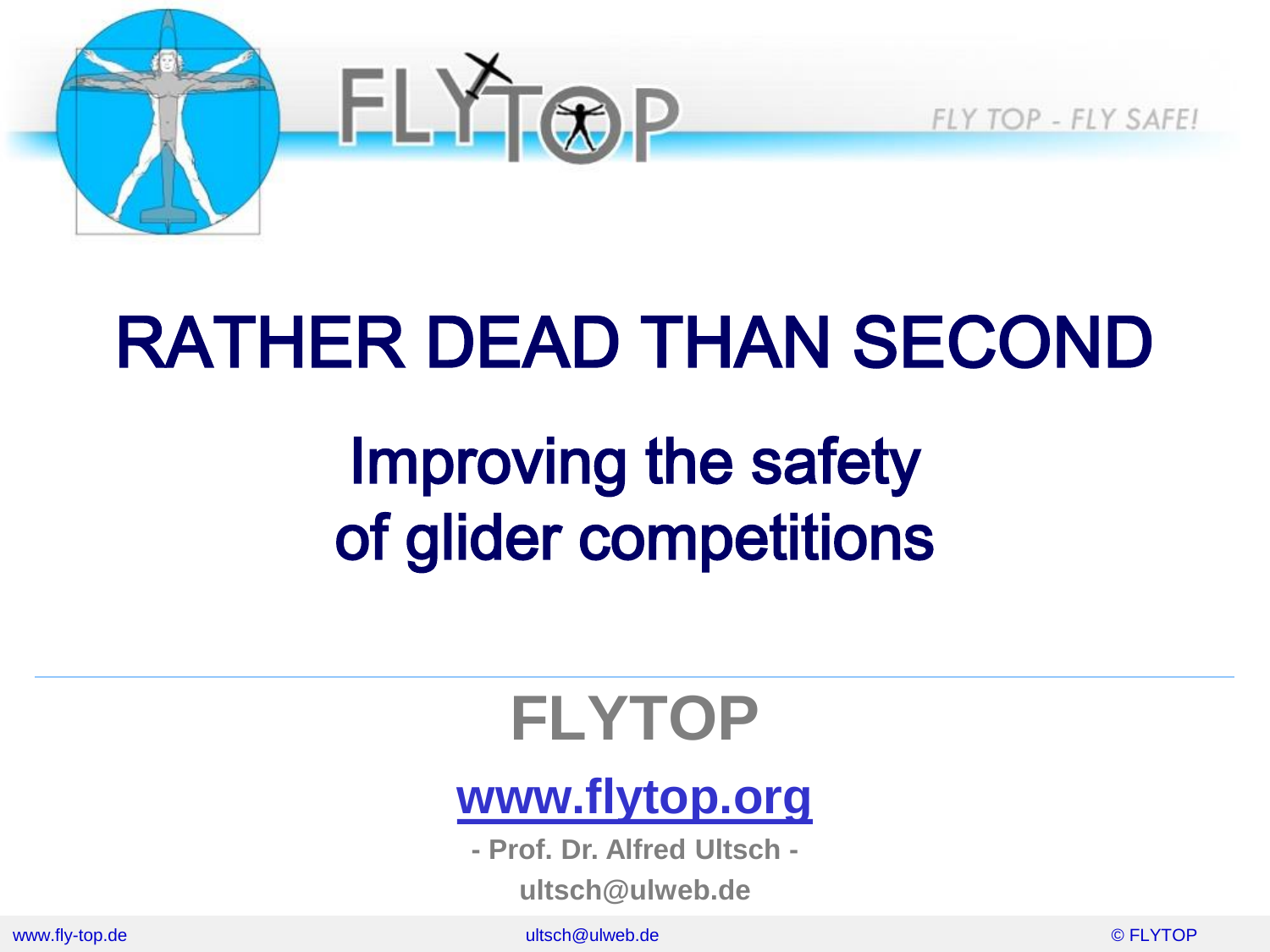FLYTOP

FLY TOP - FLY SAFE!

# RATHER DEAD THAN SECOND

## Improving the safety of glider competitions

**FLYTOP**

**www.flytop.org**

**- Prof. Dr. Alfred Ultsch -**

**ultsch@ulweb.de**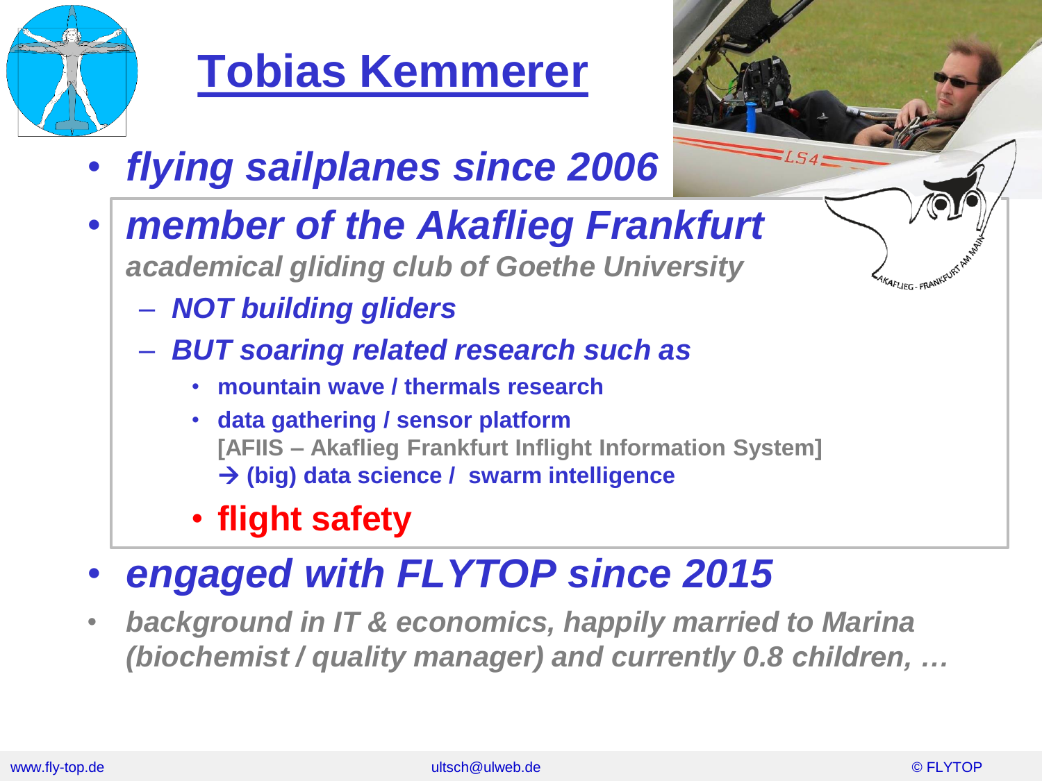# Tobias Kemmerer

- ***flying sailplanes since 2006***
- ***member of the Akaflieg Frankfurt***
  ***academical gliding club of Goethe University***
  - ***NOT building gliders***
  - ***BUT soaring related research such as***
    - **mountain wave / thermals research**
    - **data gathering / sensor platform**
      **[AFIIS – Akaflieg Frankfurt Inflight Information System]**
      **→ (big) data science / swarm intelligence**
    - **flight safety**
- ***engaged with FLYTOP since 2015***
- ***background in IT & economics, happily married to Marina (biochemist / quality manager) and currently 0.8 children, …***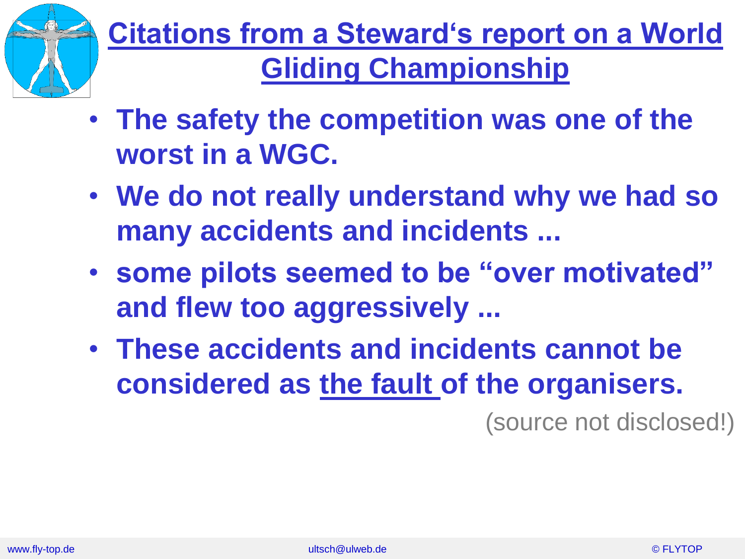# Citations from a Steward's report on a World Gliding Championship

- **The safety the competition was one of the worst in a WGC.**
- **We do not really understand why we had so many accidents and incidents ...**
- **some pilots seemed to be "over motivated" and flew too aggressively ...**
- **These accidents and incidents cannot be considered as the fault of the organisers.**

(source not disclosed!)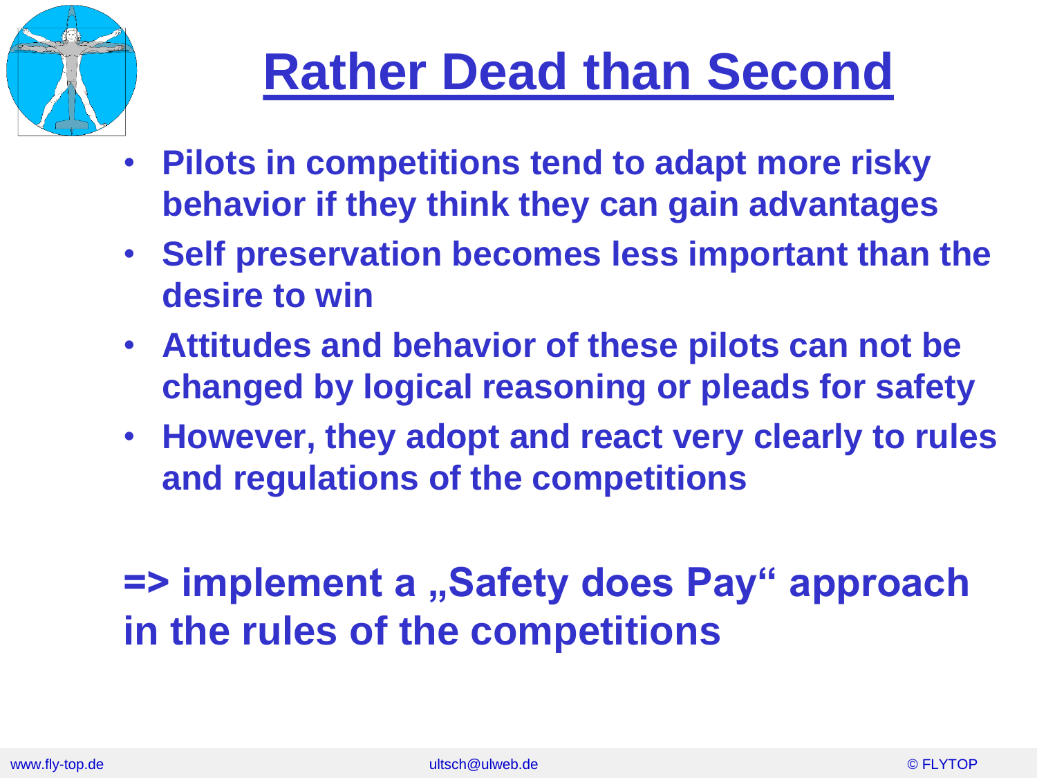# Rather Dead than Second

- **Pilots in competitions tend to adapt more risky behavior if they think they can gain advantages**
- **Self preservation becomes less important than the desire to win**
- **Attitudes and behavior of these pilots can not be changed by logical reasoning or pleads for safety**
- **However, they adopt and react very clearly to rules and regulations of the competitions**

**=> implement a „Safety does Pay“ approach in the rules of the competitions**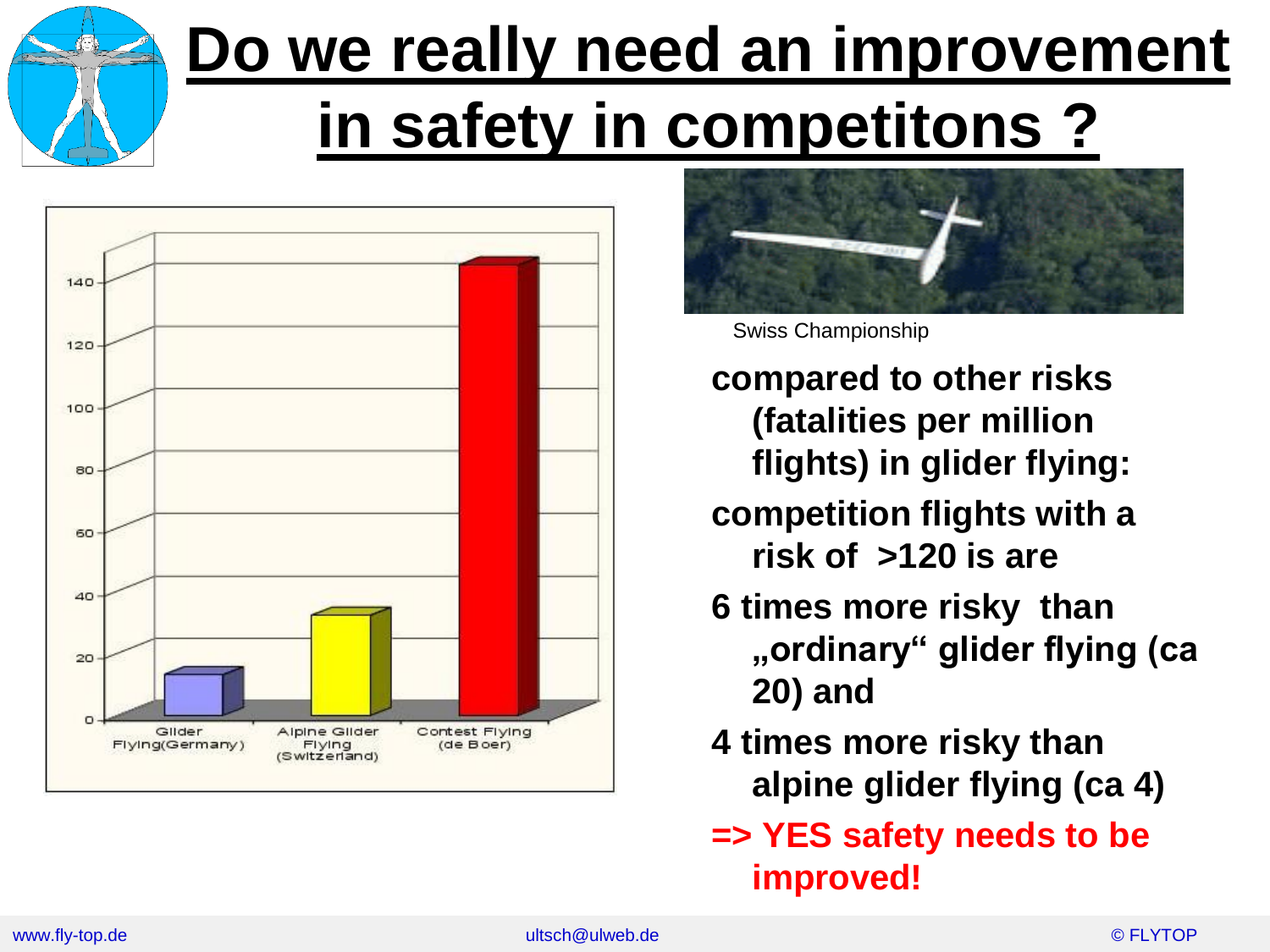# Do we really need an improvement in safety in competitons ?

Swiss Championship

- compared to other risks (fatalities per million flights) in glider flying:
- competition flights with a risk of >120 is are
- 6 times more risky than „ordinary“ glider flying (ca 20) and
- 4 times more risky than alpine glider flying (ca 4)
- **=> YES safety needs to be improved!**

www.fly-top.de ultsch@ulweb.de © FLYTOP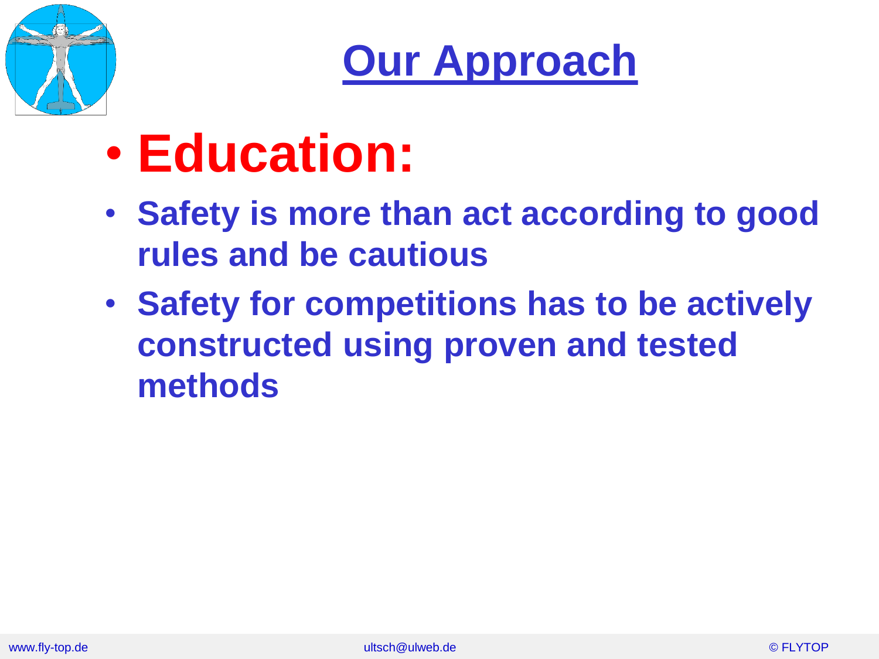# Our Approach

- **Education:**
  - **Safety is more than act according to good rules and be cautious**
  - **Safety for competitions has to be actively constructed using proven and tested methods**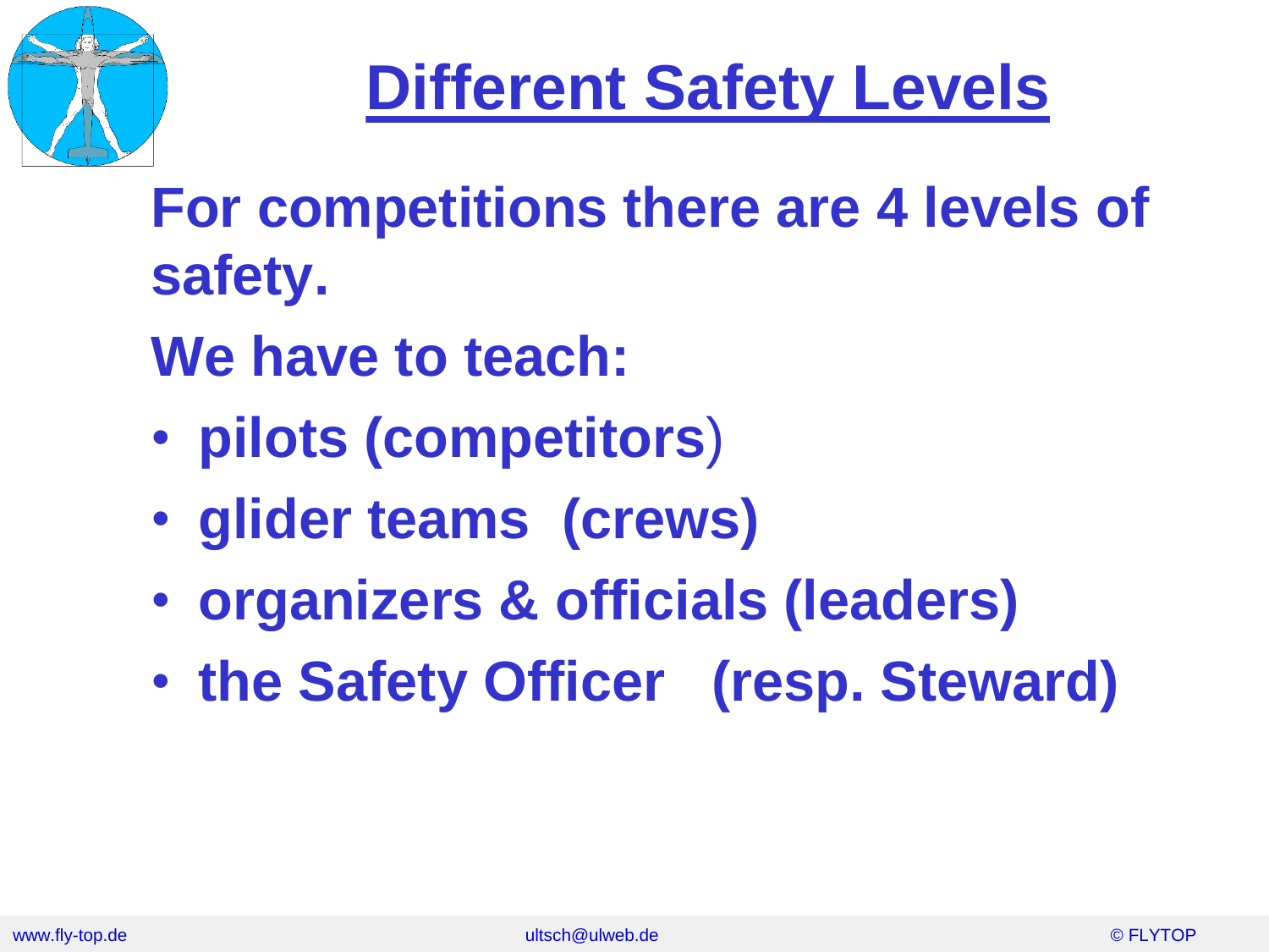# Different Safety Levels

**For competitions there are 4 levels of safety.**

**We have to teach:**

- **pilots (competitors)**
- **glider teams (crews)**
- **organizers & officials (leaders)**
- **the Safety Officer (resp. Steward)**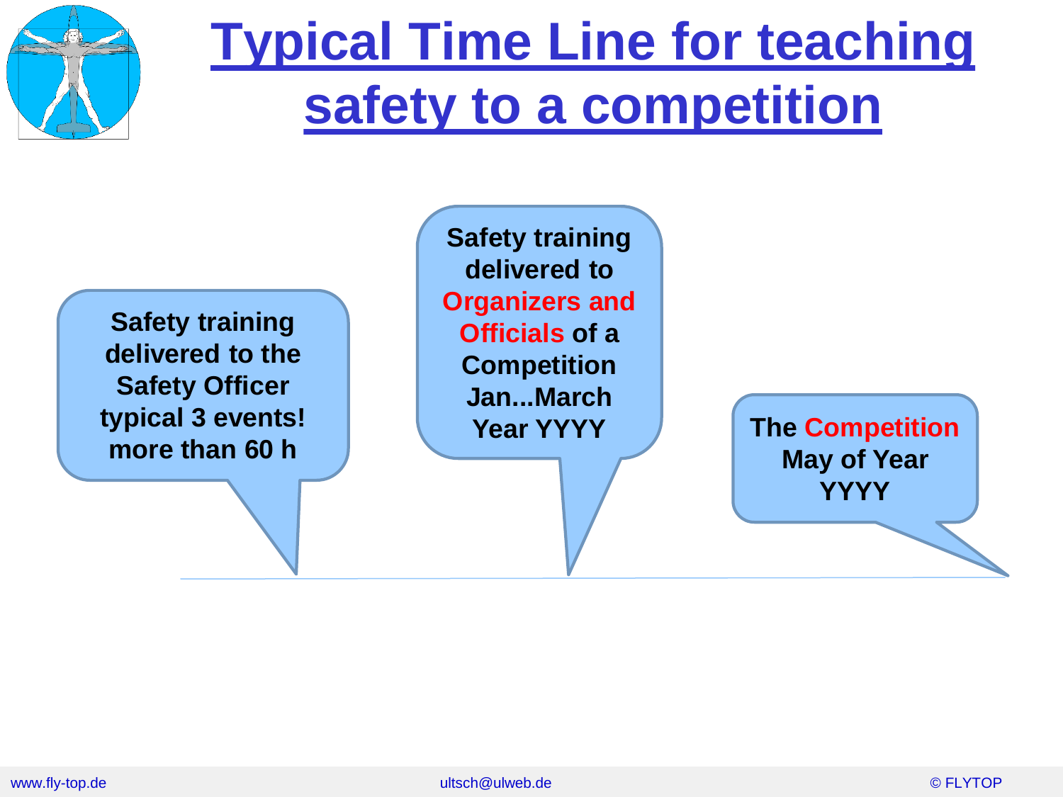# Typical Time Line for teaching safety to a competition

Safety training delivered to the Safety Officer typical 3 events! more than 60 h

Safety training delivered to Organizers and Officials of a Competition Jan...March Year YYYY

The Competition May of Year YYYY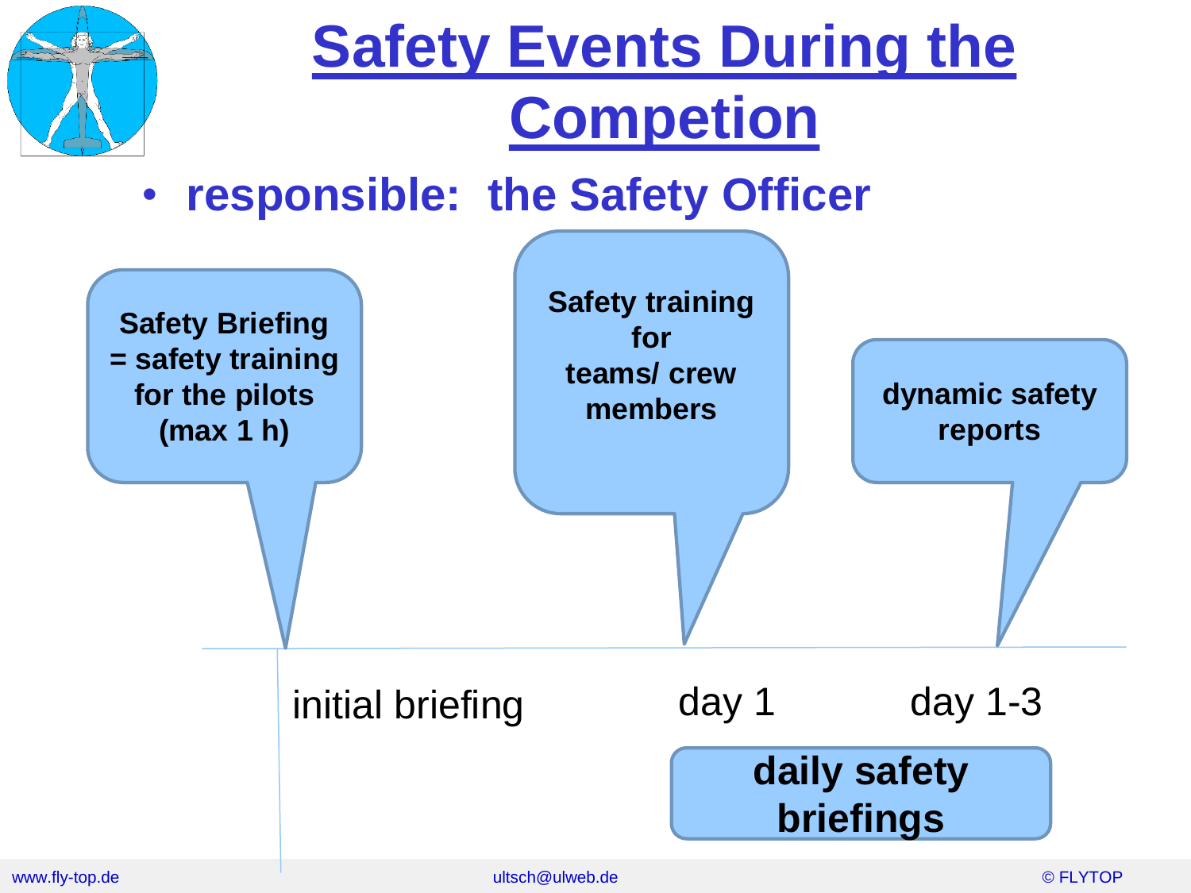# Safety Events During the Competion

- **responsible: the Safety Officer**

**Safety Briefing = safety training for the pilots (max 1 h)**

**Safety training for teams/ crew members**

**dynamic safety reports**

initial briefing

day 1

day 1-3

**daily safety briefings**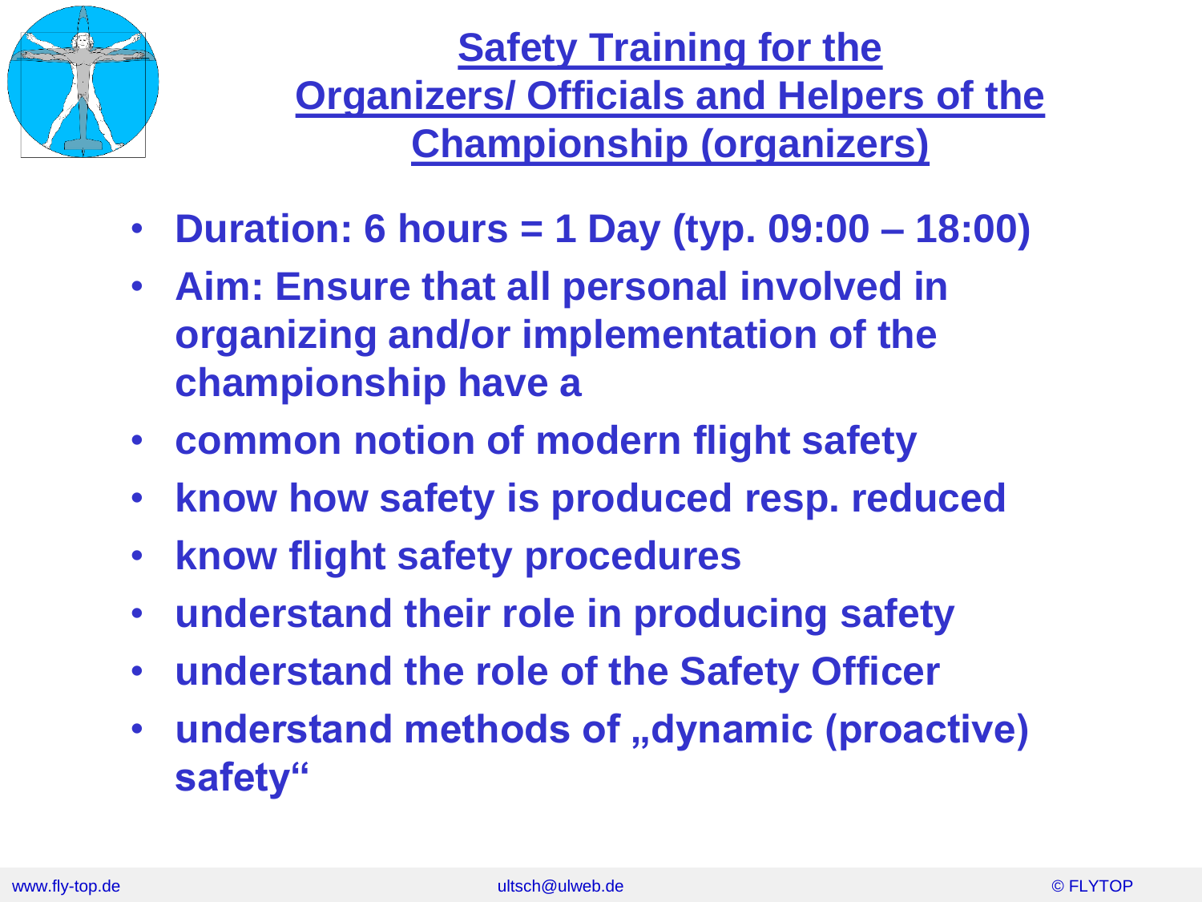# Safety Training for the Organizers/ Officials and Helpers of the Championship (organizers)

- **Duration: 6 hours = 1 Day (typ. 09:00 – 18:00)**
- **Aim: Ensure that all personal involved in organizing and/or implementation of the championship have a**
- **common notion of modern flight safety**
- **know how safety is produced resp. reduced**
- **know flight safety procedures**
- **understand their role in producing safety**
- **understand the role of the Safety Officer**
- **understand methods of „dynamic (proactive) safety“**

www.fly-top.de ultsch@ulweb.de © FLYTOP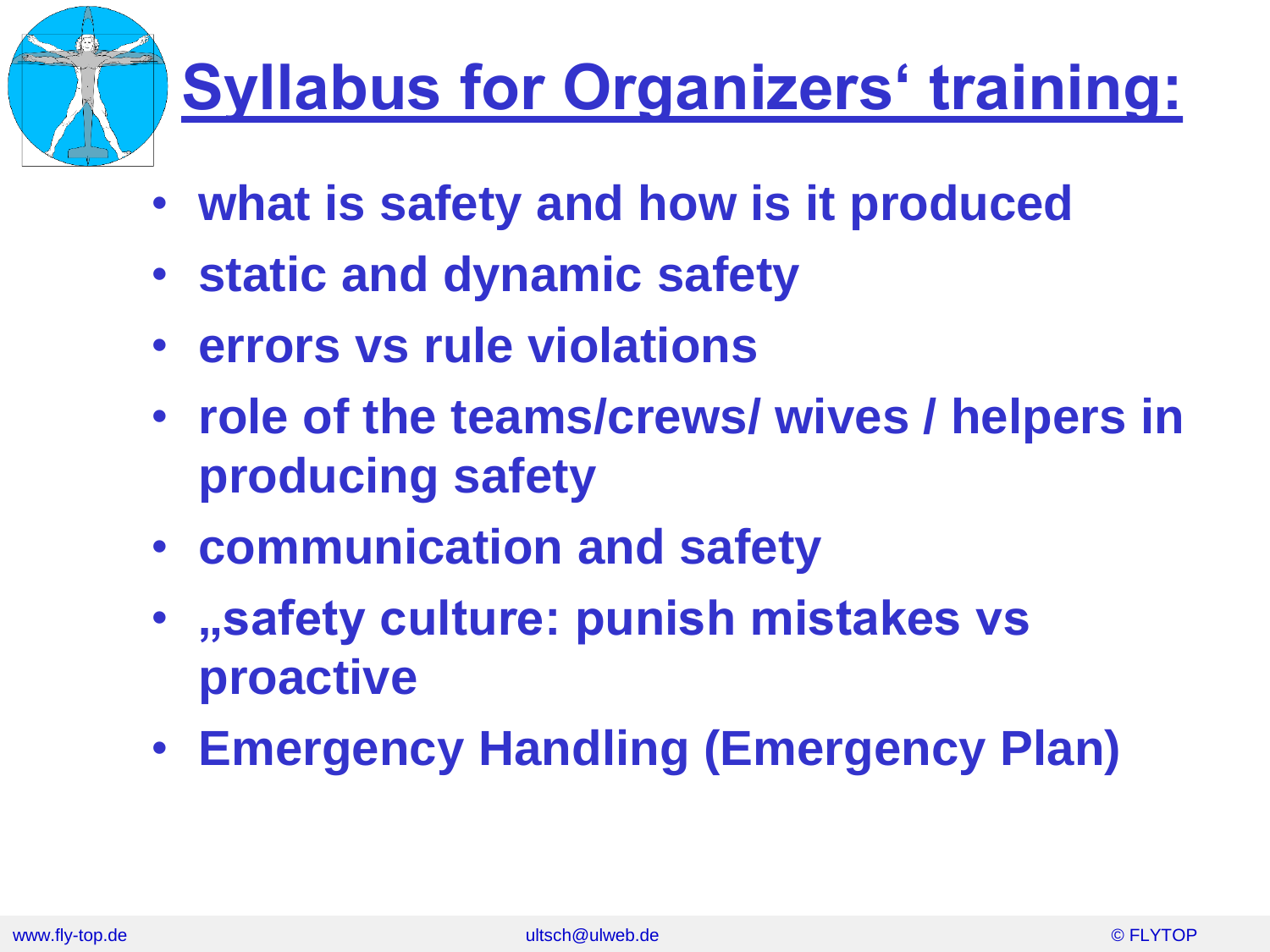# Syllabus for Organizers‘ training:

- what is safety and how is it produced
- static and dynamic safety
- errors vs rule violations
- role of the teams/crews/ wives / helpers in producing safety
- communication and safety
- „safety culture: punish mistakes vs proactive
- Emergency Handling (Emergency Plan)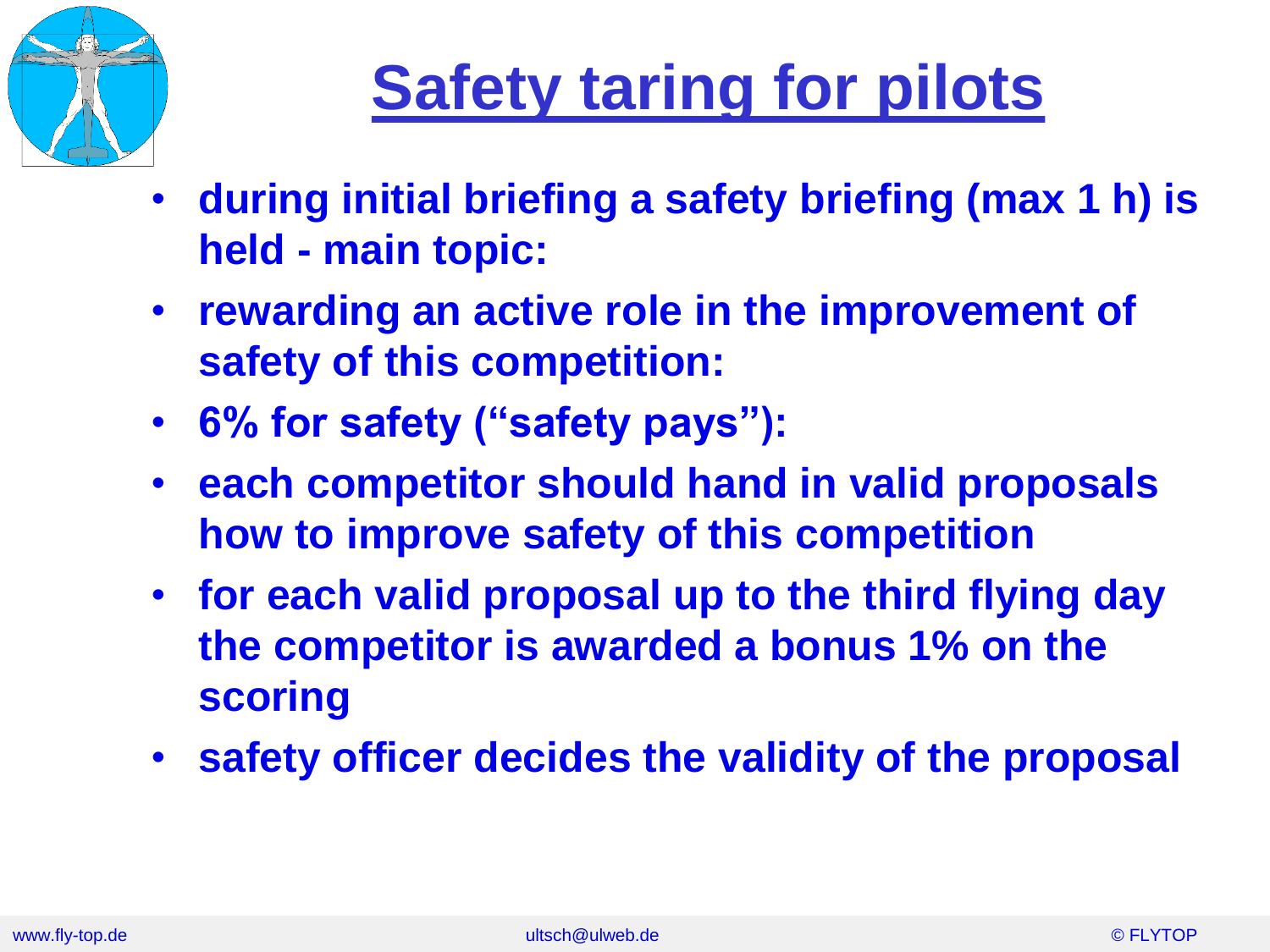# Safety taring for pilots

- **during initial briefing a safety briefing (max 1 h) is held - main topic:**
- **rewarding an active role in the improvement of safety of this competition:**
- **6% for safety ("safety pays"):**
- **each competitor should hand in valid proposals how to improve safety of this competition**
- **for each valid proposal up to the third flying day the competitor is awarded a bonus 1% on the scoring**
- **safety officer decides the validity of the proposal**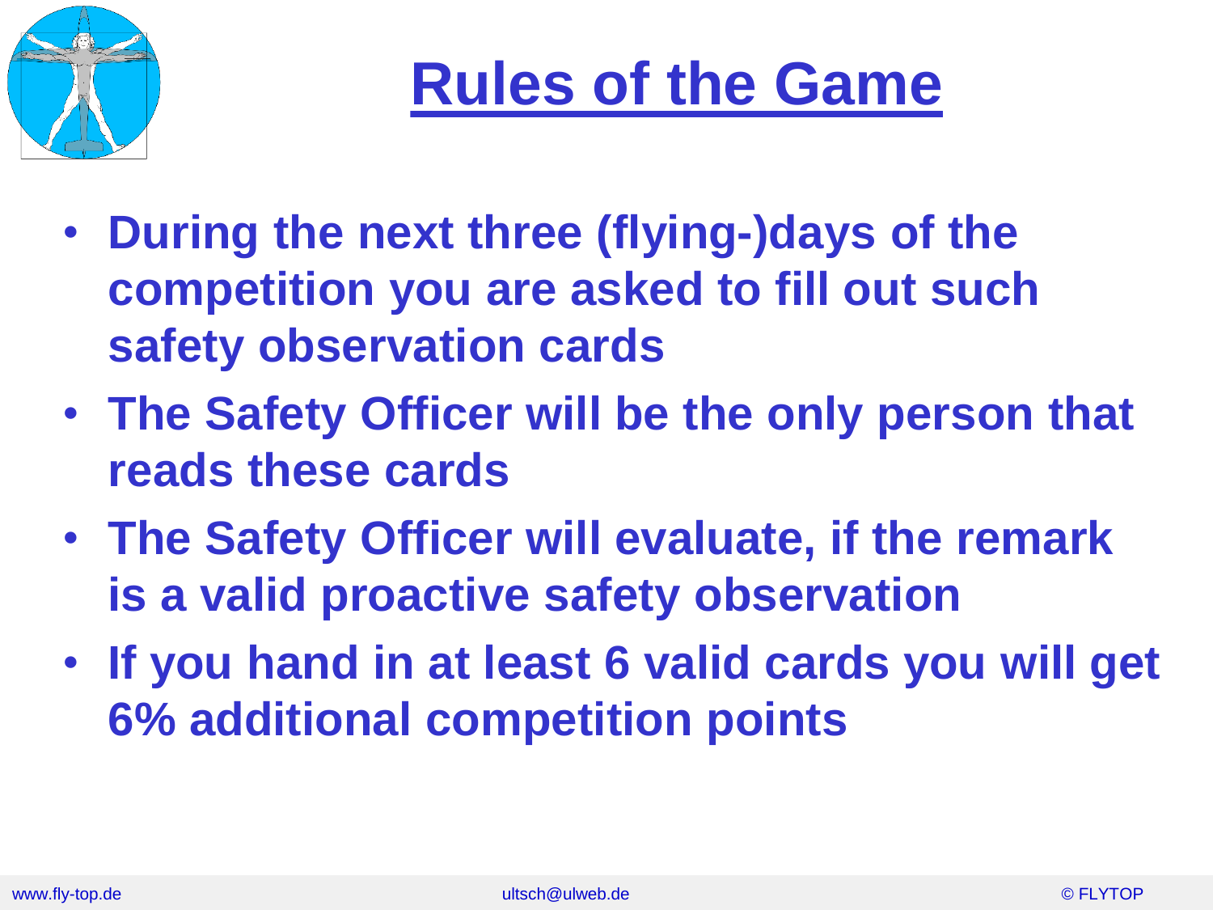# Rules of the Game

- **During the next three (flying-)days of the competition you are asked to fill out such safety observation cards**
- **The Safety Officer will be the only person that reads these cards**
- **The Safety Officer will evaluate, if the remark is a valid proactive safety observation**
- **If you hand in at least 6 valid cards you will get 6% additional competition points**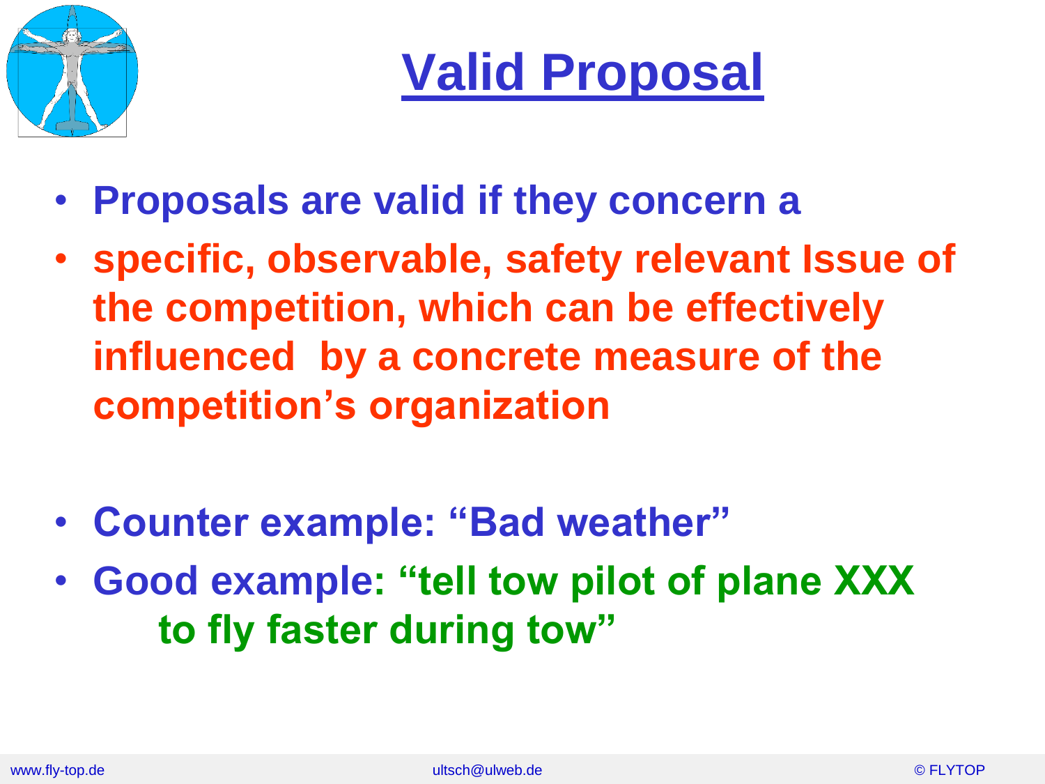# Valid Proposal

- **Proposals are valid if they concern a**
- **specific, observable, safety relevant Issue of the competition, which can be effectively influenced by a concrete measure of the competition's organization**

- **Counter example: "Bad weather"**
- **Good example: "tell tow pilot of plane XXX to fly faster during tow"**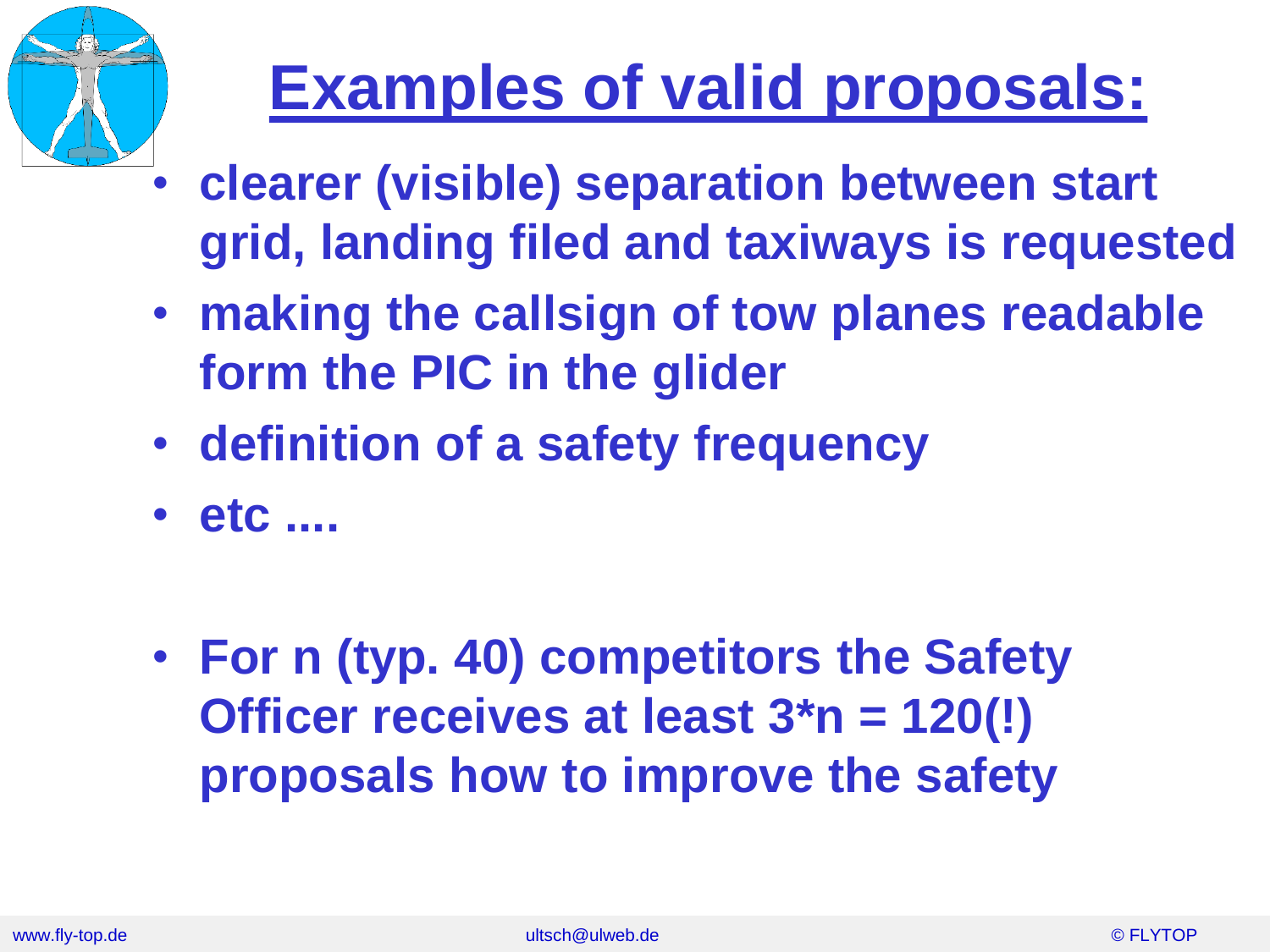# Examples of valid proposals:

- **clearer (visible) separation between start grid, landing filed and taxiways is requested**
- **making the callsign of tow planes readable form the PIC in the glider**
- **definition of a safety frequency**
- **etc ....**

- **For n (typ. 40) competitors the Safety Officer receives at least 3*n = 120(!) proposals how to improve the safety**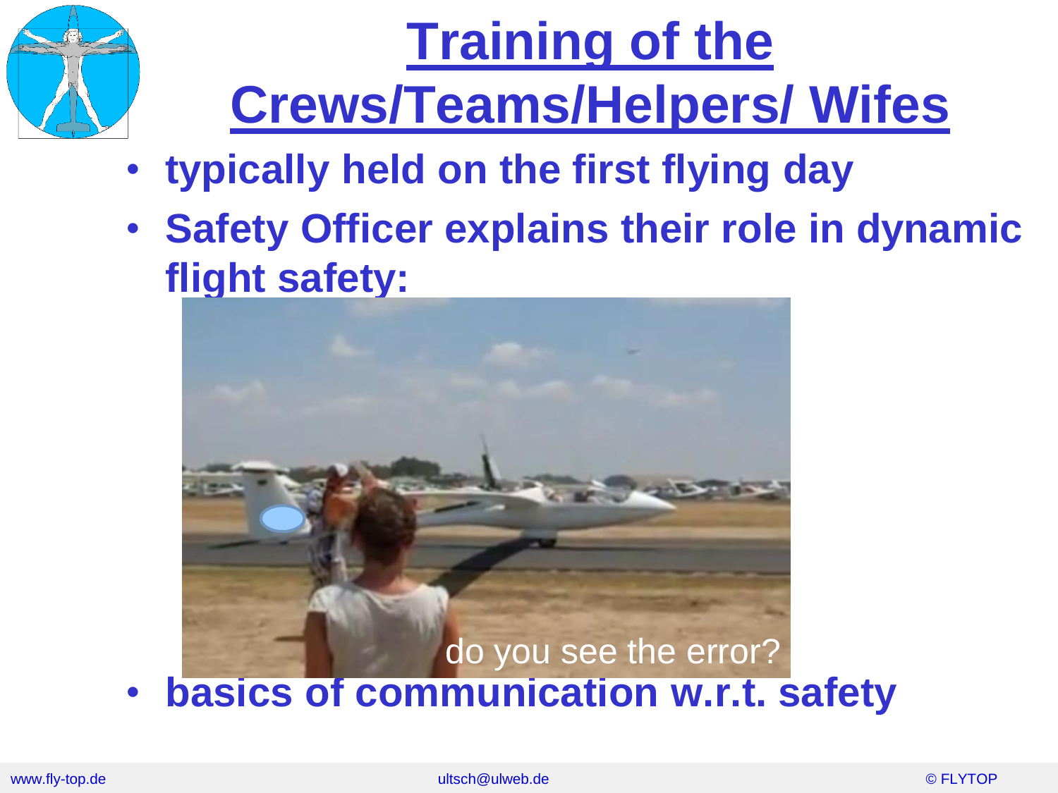# Training of the Crews/Teams/Helpers/ Wifes

- **typically held on the first flying day**
- **Safety Officer explains their role in dynamic flight safety:**

do you see the error?

- **basics of communication w.r.t. safety**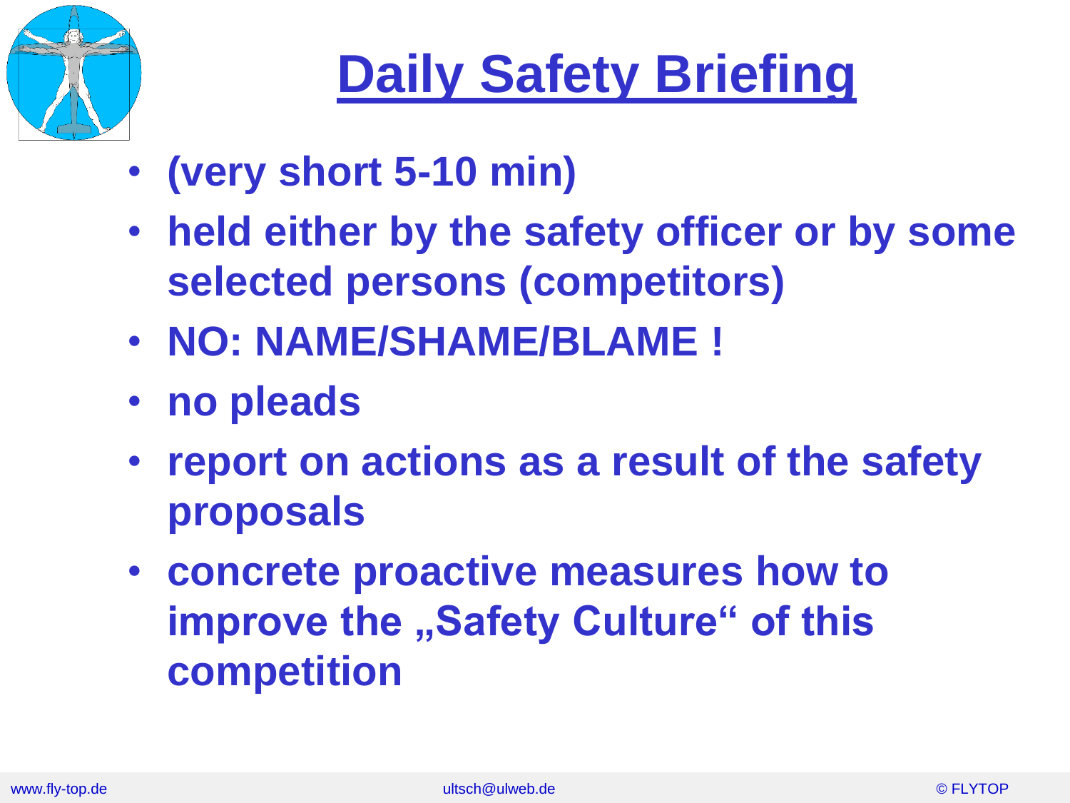# Daily Safety Briefing

- **(very short 5-10 min)**
- **held either by the safety officer or by some selected persons (competitors)**
- **NO: NAME/SHAME/BLAME !**
- **no pleads**
- **report on actions as a result of the safety proposals**
- **concrete proactive measures how to improve the „Safety Culture“ of this competition**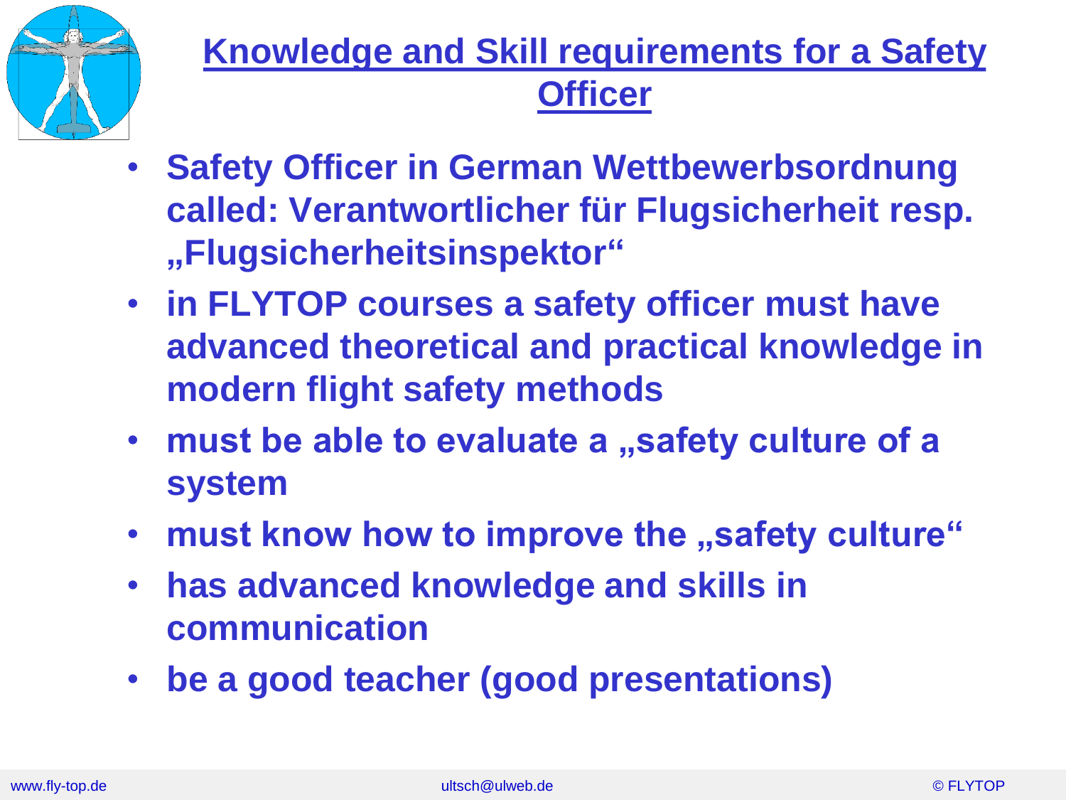# Knowledge and Skill requirements for a Safety Officer

- Safety Officer in German Wettbewerbsordnung called: Verantwortlicher für Flugsicherheit resp. „Flugsicherheitsinspektor“
- in FLYTOP courses a safety officer must have advanced theoretical and practical knowledge in modern flight safety methods
- must be able to evaluate a „safety culture of a system
- must know how to improve the „safety culture“
- has advanced knowledge and skills in communication
- be a good teacher (good presentations)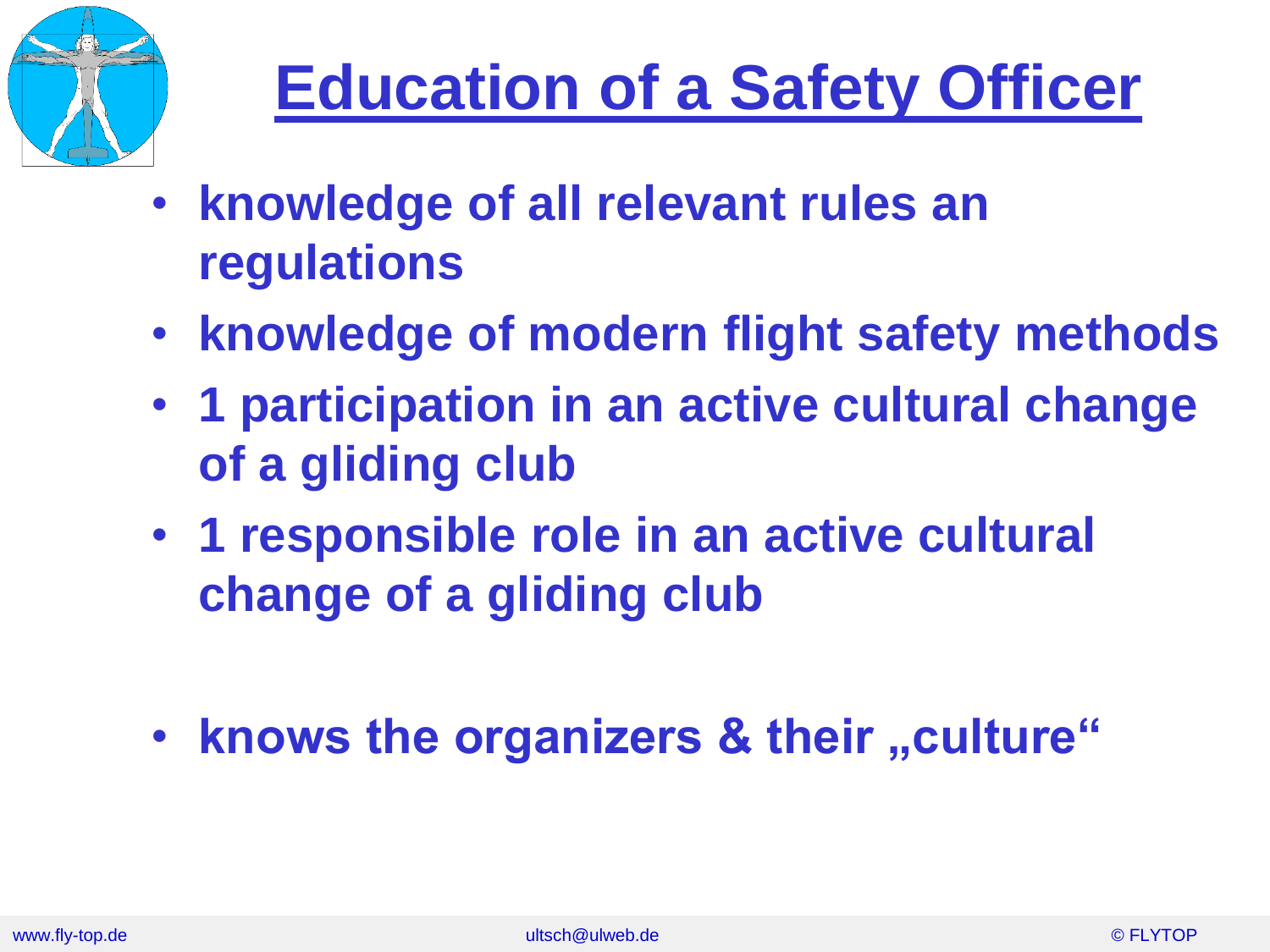# Education of a Safety Officer

- knowledge of all relevant rules an regulations
- knowledge of modern flight safety methods
- 1 participation in an active cultural change of a gliding club
- 1 responsible role in an active cultural change of a gliding club

- knows the organizers & their „culture“

www.fly-top.de ultsch@ulweb.de © FLYTOP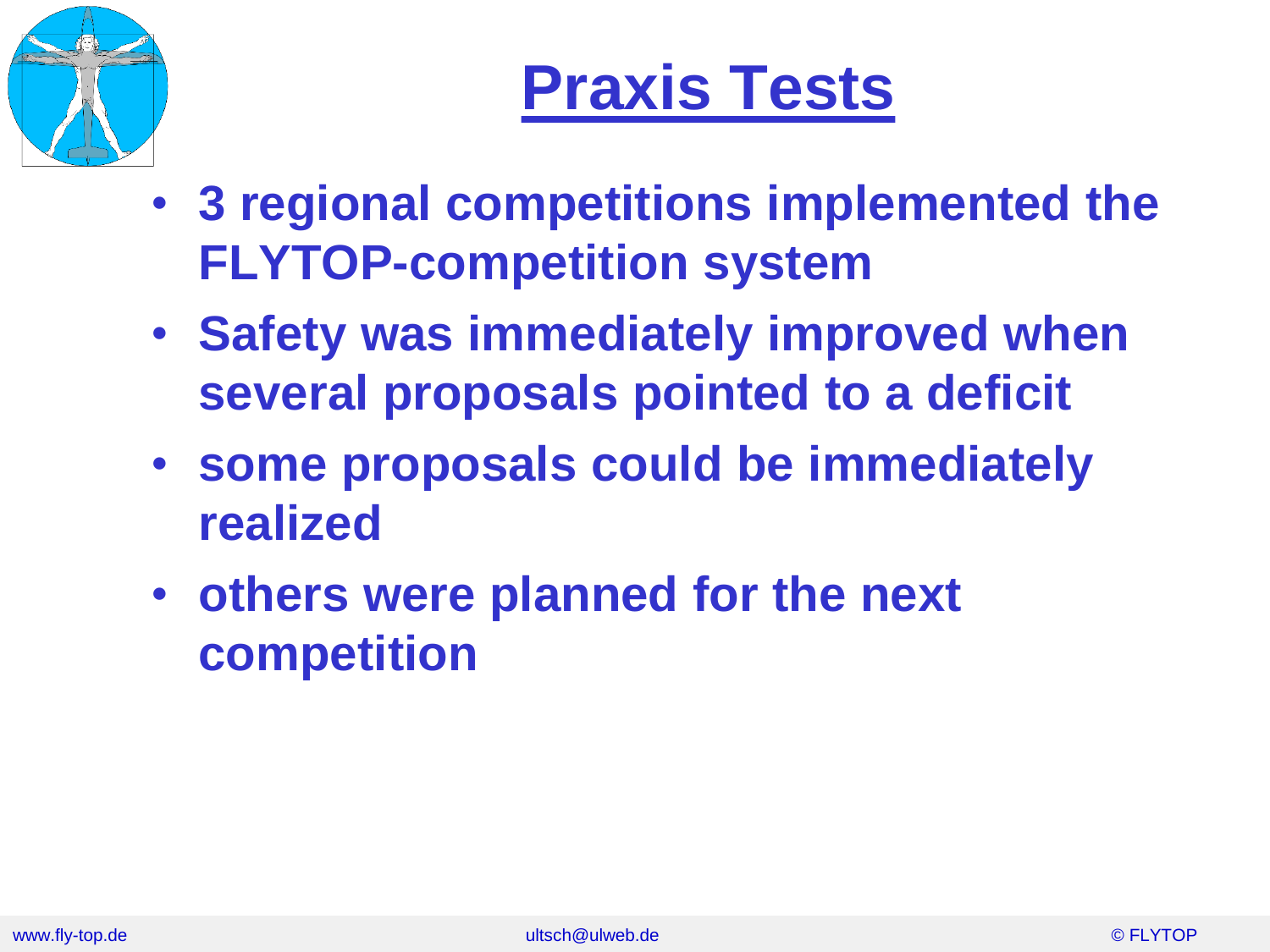# Praxis Tests

- **3 regional competitions implemented the FLYTOP-competition system**
- **Safety was immediately improved when several proposals pointed to a deficit**
- **some proposals could be immediately realized**
- **others were planned for the next competition**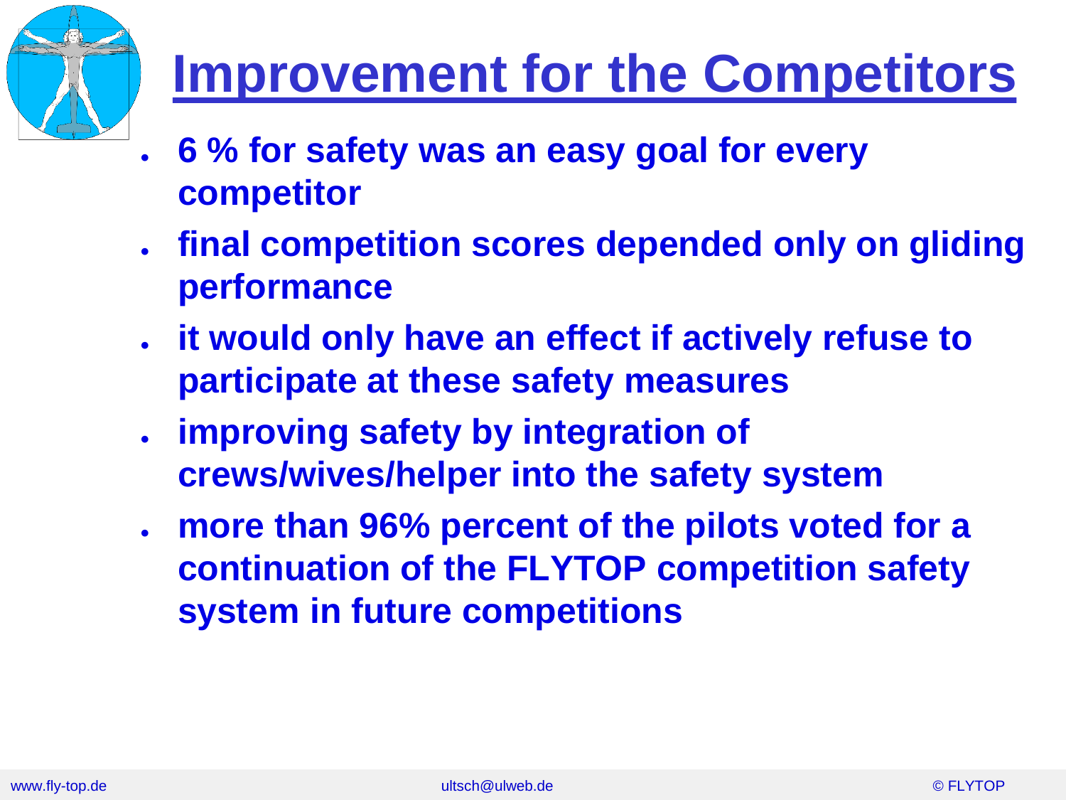# Improvement for the Competitors

- **6 % for safety was an easy goal for every competitor**
- **final competition scores depended only on gliding performance**
- **it would only have an effect if actively refuse to participate at these safety measures**
- **improving safety by integration of crews/wives/helper into the safety system**
- **more than 96% percent of the pilots voted for a continuation of the FLYTOP competition safety system in future competitions**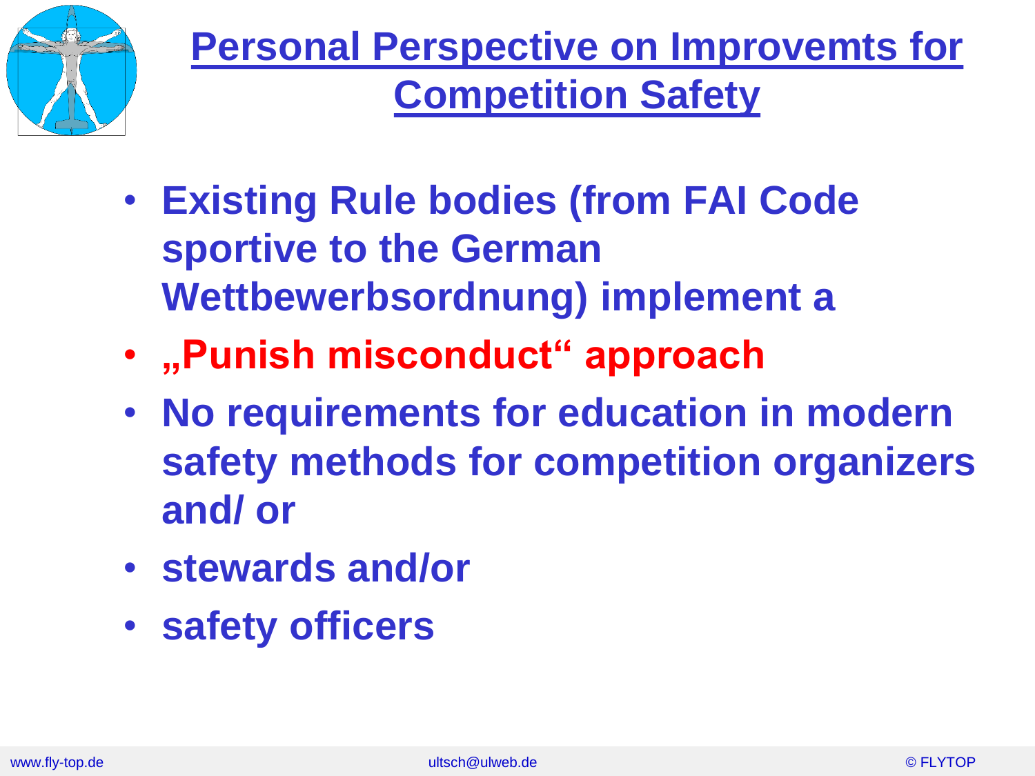# Personal Perspective on Improvemts for Competition Safety

- **Existing Rule bodies (from FAI Code sportive to the German Wettbewerbsordnung) implement a**
- **„Punish misconduct“ approach**
- **No requirements for education in modern safety methods for competition organizers and/ or**
- **stewards and/or**
- **safety officers**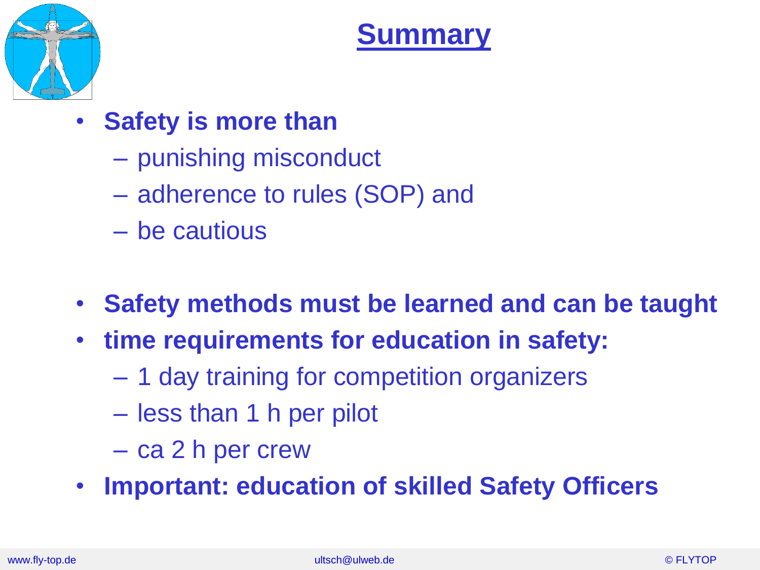# Summary

- **Safety is more than**
  - punishing misconduct
  - adherence to rules (SOP) and
  - be cautious

- **Safety methods must be learned and can be taught**
- **time requirements for education in safety:**
  - 1 day training for competition organizers
  - less than 1 h per pilot
  - ca 2 h per crew
- **Important: education of skilled Safety Officers**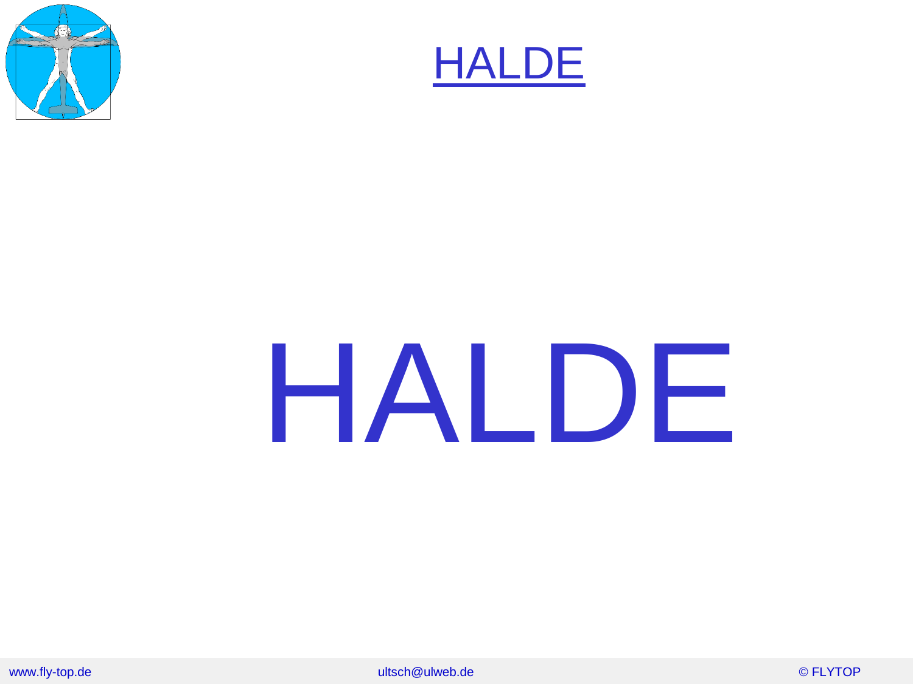# HALDE

HALDE